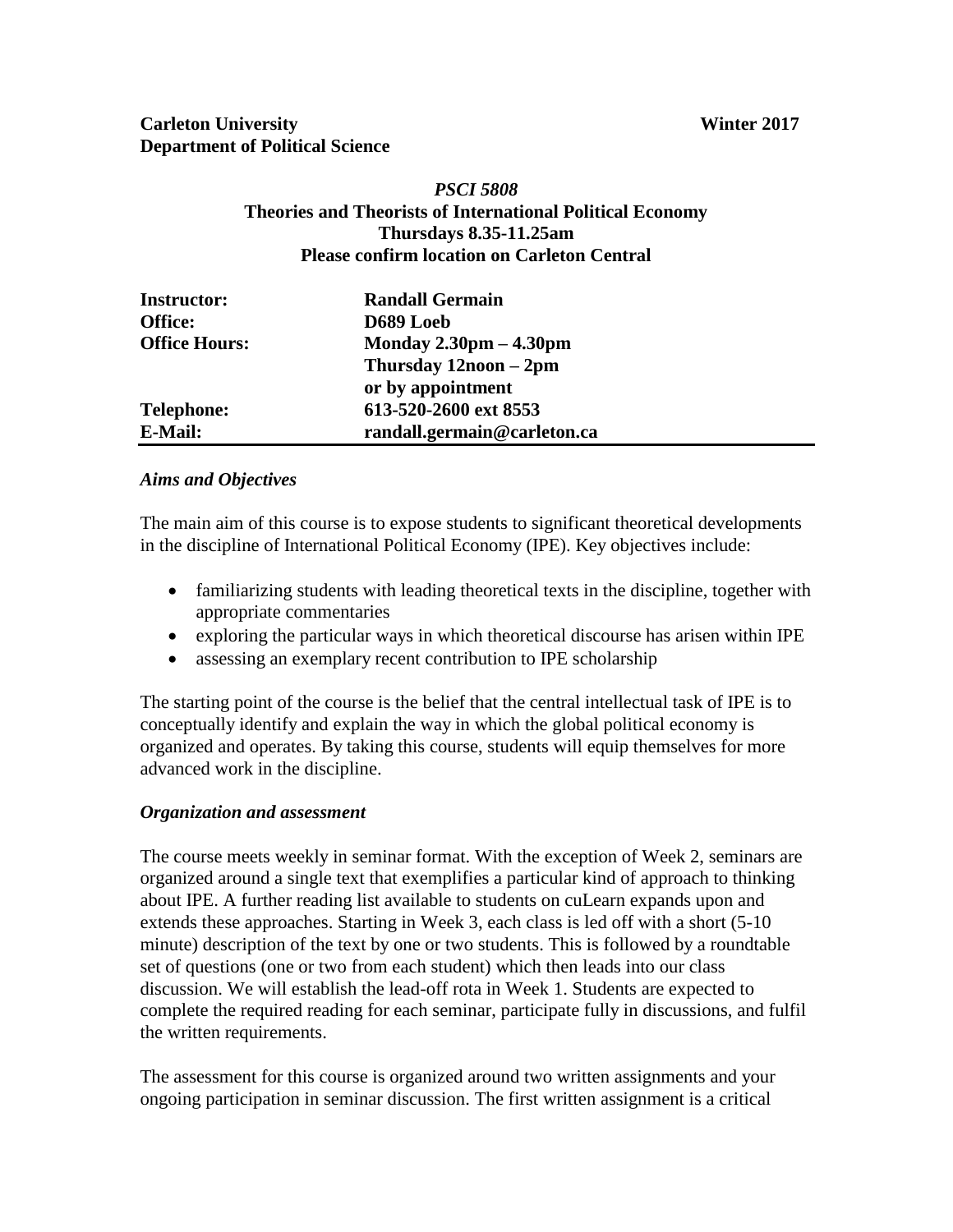**Carleton University** **Winter 2017**
**Department of Political Science**

***PSCI 5808***
**Theories and Theorists of International Political Economy**
**Thursdays 8.35-11.25am**
**Please confirm location on Carleton Central**

| | |
|---|---|
| **Instructor:** | **Randall Germain** |
| **Office:** | **D689 Loeb** |
| **Office Hours:** | **Monday 2.30pm – 4.30pm** |
| | **Thursday 12noon – 2pm** |
| | **or by appointment** |
| **Telephone:** | **613-520-2600 ext 8553** |
| **E-Mail:** | **randall.germain@carleton.ca** |

### *Aims and Objectives*

The main aim of this course is to expose students to significant theoretical developments in the discipline of International Political Economy (IPE). Key objectives include:

- familiarizing students with leading theoretical texts in the discipline, together with appropriate commentaries
- exploring the particular ways in which theoretical discourse has arisen within IPE
- assessing an exemplary recent contribution to IPE scholarship

The starting point of the course is the belief that the central intellectual task of IPE is to conceptually identify and explain the way in which the global political economy is organized and operates. By taking this course, students will equip themselves for more advanced work in the discipline.

### *Organization and assessment*

The course meets weekly in seminar format. With the exception of Week 2, seminars are organized around a single text that exemplifies a particular kind of approach to thinking about IPE. A further reading list available to students on cuLearn expands upon and extends these approaches. Starting in Week 3, each class is led off with a short (5-10 minute) description of the text by one or two students. This is followed by a roundtable set of questions (one or two from each student) which then leads into our class discussion. We will establish the lead-off rota in Week 1. Students are expected to complete the required reading for each seminar, participate fully in discussions, and fulfil the written requirements.

The assessment for this course is organized around two written assignments and your ongoing participation in seminar discussion. The first written assignment is a critical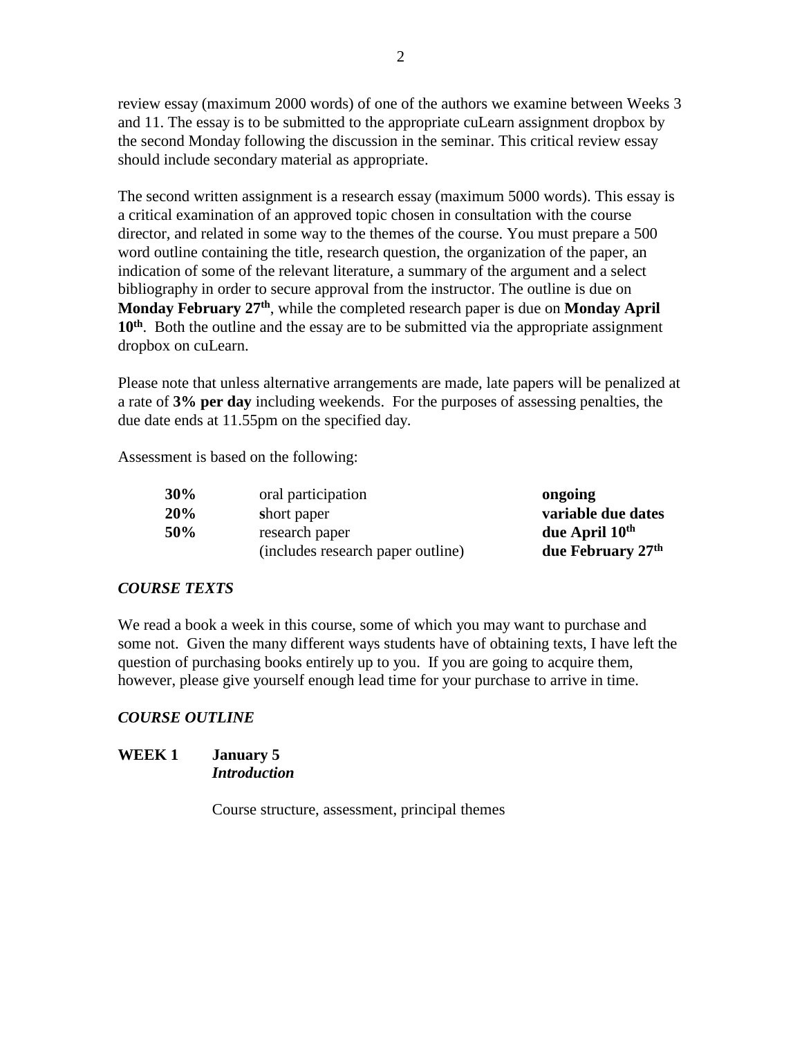review essay (maximum 2000 words) of one of the authors we examine between Weeks 3 and 11. The essay is to be submitted to the appropriate cuLearn assignment dropbox by the second Monday following the discussion in the seminar. This critical review essay should include secondary material as appropriate.

The second written assignment is a research essay (maximum 5000 words). This essay is a critical examination of an approved topic chosen in consultation with the course director, and related in some way to the themes of the course. You must prepare a 500 word outline containing the title, research question, the organization of the paper, an indication of some of the relevant literature, a summary of the argument and a select bibliography in order to secure approval from the instructor. The outline is due on **Monday February 27th**, while the completed research paper is due on **Monday April 10th**. Both the outline and the essay are to be submitted via the appropriate assignment dropbox on cuLearn.

Please note that unless alternative arrangements are made, late papers will be penalized at a rate of **3% per day** including weekends. For the purposes of assessing penalties, the due date ends at 11.55pm on the specified day.

Assessment is based on the following:

| | | |
|---|---|---|
| **30%** | oral participation | **ongoing** |
| **20%** | **s**hort paper | **variable due dates** |
| **50%** | research paper | **due April 10th** |
| | (includes research paper outline) | **due February 27th** |

### *COURSE TEXTS*

We read a book a week in this course, some of which you may want to purchase and some not. Given the many different ways students have of obtaining texts, I have left the question of purchasing books entirely up to you. If you are going to acquire them, however, please give yourself enough lead time for your purchase to arrive in time.

### *COURSE OUTLINE*

**WEEK 1 January 5**
***Introduction***

Course structure, assessment, principal themes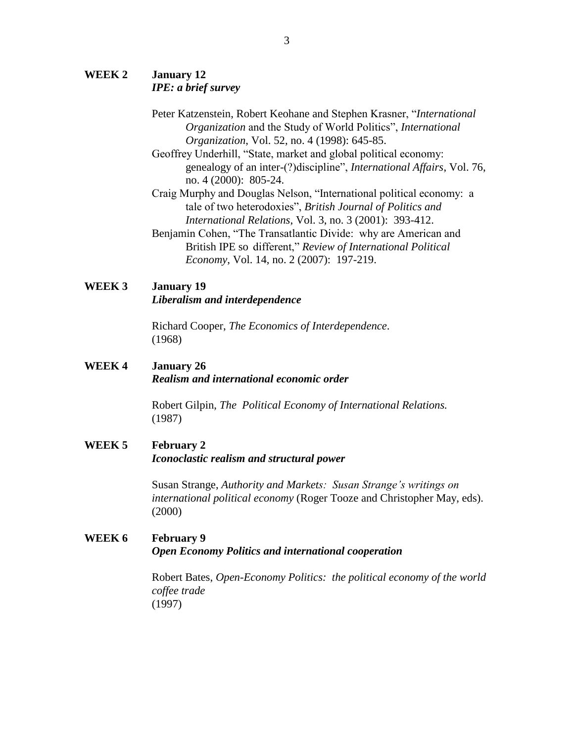**WEEK 2** **January 12**
***IPE: a brief survey***

Peter Katzenstein, Robert Keohane and Stephen Krasner, "*International Organization* and the Study of World Politics", *International Organization*, Vol. 52, no. 4 (1998): 645-85.

Geoffrey Underhill, "State, market and global political economy: genealogy of an inter-(?)discipline", *International Affairs*, Vol. 76, no. 4 (2000): 805-24.

Craig Murphy and Douglas Nelson, "International political economy: a tale of two heterodoxies", *British Journal of Politics and International Relations*, Vol. 3, no. 3 (2001): 393-412.

Benjamin Cohen, "The Transatlantic Divide: why are American and British IPE so different," *Review of International Political Economy*, Vol. 14, no. 2 (2007): 197-219.

**WEEK 3** **January 19**
***Liberalism and interdependence***

Richard Cooper, *The Economics of Interdependence*. (1968)

**WEEK 4** **January 26**
***Realism and international economic order***

Robert Gilpin, *The Political Economy of International Relations.* (1987)

**WEEK 5** **February 2**
***Iconoclastic realism and structural power***

Susan Strange, *Authority and Markets: Susan Strange's writings on international political economy* (Roger Tooze and Christopher May, eds). (2000)

**WEEK 6** **February 9**
***Open Economy Politics and international cooperation***

Robert Bates, *Open-Economy Politics: the political economy of the world coffee trade* (1997)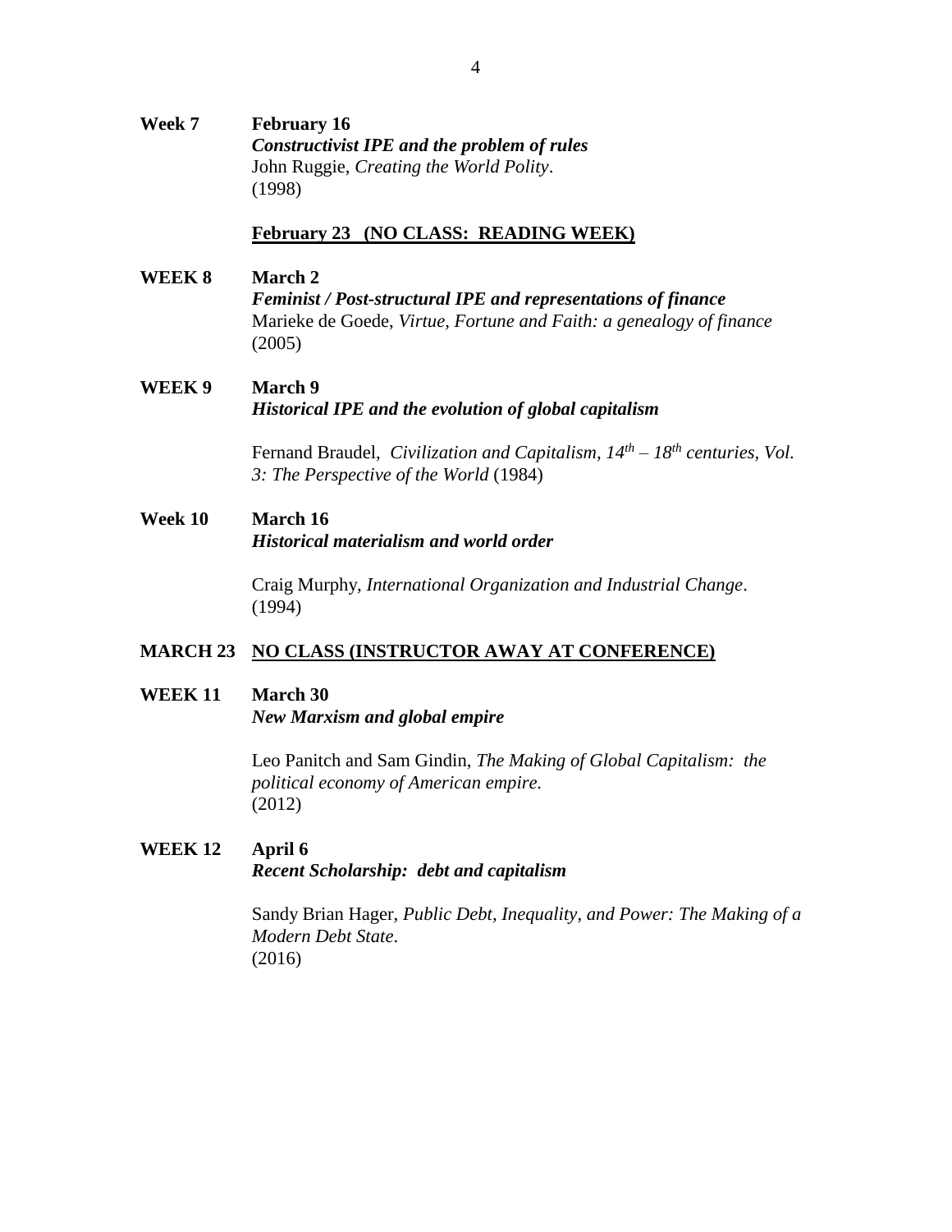**Week 7** **February 16**
***Constructivist IPE and the problem of rules***
John Ruggie, *Creating the World Polity*.
(1998)

**February 23 (NO CLASS: READING WEEK)**

**WEEK 8** **March 2**
***Feminist / Post-structural IPE and representations of finance***
Marieke de Goede, *Virtue, Fortune and Faith: a genealogy of finance*
(2005)

**WEEK 9** **March 9**
***Historical IPE and the evolution of global capitalism***

Fernand Braudel, *Civilization and Capitalism, 14th – 18th centuries, Vol. 3: The Perspective of the World* (1984)

**Week 10** **March 16**
***Historical materialism and world order***

Craig Murphy, *International Organization and Industrial Change*.
(1994)

**MARCH 23** **NO CLASS (INSTRUCTOR AWAY AT CONFERENCE)**

**WEEK 11** **March 30**
***New Marxism and global empire***

Leo Panitch and Sam Gindin, *The Making of Global Capitalism: the political economy of American empire*.
(2012)

**WEEK 12** **April 6**
***Recent Scholarship: debt and capitalism***

Sandy Brian Hager, *Public Debt, Inequality, and Power: The Making of a Modern Debt State*.
(2016)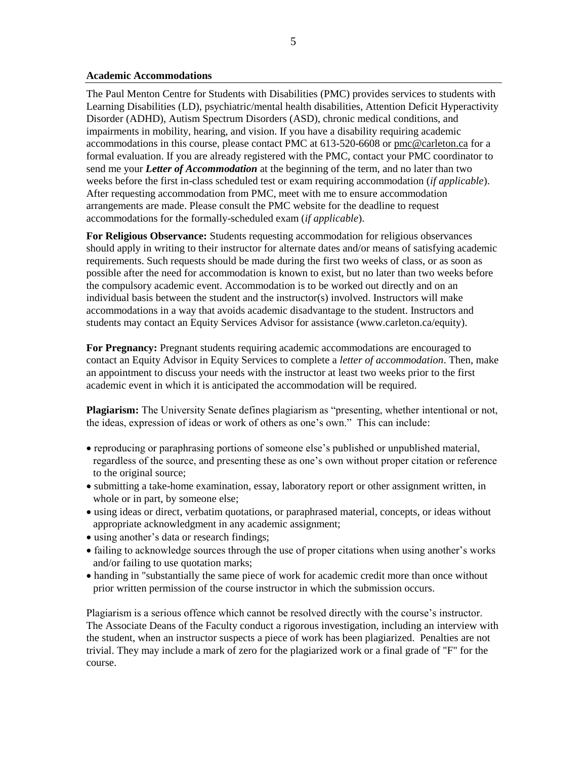## Academic Accommodations

The Paul Menton Centre for Students with Disabilities (PMC) provides services to students with Learning Disabilities (LD), psychiatric/mental health disabilities, Attention Deficit Hyperactivity Disorder (ADHD), Autism Spectrum Disorders (ASD), chronic medical conditions, and impairments in mobility, hearing, and vision. If you have a disability requiring academic accommodations in this course, please contact PMC at 613-520-6608 or pmc@carleton.ca for a formal evaluation. If you are already registered with the PMC, contact your PMC coordinator to send me your ***Letter of Accommodation*** at the beginning of the term, and no later than two weeks before the first in-class scheduled test or exam requiring accommodation (*if applicable*). After requesting accommodation from PMC, meet with me to ensure accommodation arrangements are made. Please consult the PMC website for the deadline to request accommodations for the formally-scheduled exam (*if applicable*).

**For Religious Observance:** Students requesting accommodation for religious observances should apply in writing to their instructor for alternate dates and/or means of satisfying academic requirements. Such requests should be made during the first two weeks of class, or as soon as possible after the need for accommodation is known to exist, but no later than two weeks before the compulsory academic event. Accommodation is to be worked out directly and on an individual basis between the student and the instructor(s) involved. Instructors will make accommodations in a way that avoids academic disadvantage to the student. Instructors and students may contact an Equity Services Advisor for assistance (www.carleton.ca/equity).

**For Pregnancy:** Pregnant students requiring academic accommodations are encouraged to contact an Equity Advisor in Equity Services to complete a *letter of accommodation*. Then, make an appointment to discuss your needs with the instructor at least two weeks prior to the first academic event in which it is anticipated the accommodation will be required.

**Plagiarism:** The University Senate defines plagiarism as "presenting, whether intentional or not, the ideas, expression of ideas or work of others as one's own." This can include:

- reproducing or paraphrasing portions of someone else's published or unpublished material, regardless of the source, and presenting these as one's own without proper citation or reference to the original source;
- submitting a take-home examination, essay, laboratory report or other assignment written, in whole or in part, by someone else;
- using ideas or direct, verbatim quotations, or paraphrased material, concepts, or ideas without appropriate acknowledgment in any academic assignment;
- using another's data or research findings;
- failing to acknowledge sources through the use of proper citations when using another's works and/or failing to use quotation marks;
- handing in "substantially the same piece of work for academic credit more than once without prior written permission of the course instructor in which the submission occurs.

Plagiarism is a serious offence which cannot be resolved directly with the course's instructor. The Associate Deans of the Faculty conduct a rigorous investigation, including an interview with the student, when an instructor suspects a piece of work has been plagiarized. Penalties are not trivial. They may include a mark of zero for the plagiarized work or a final grade of "F" for the course.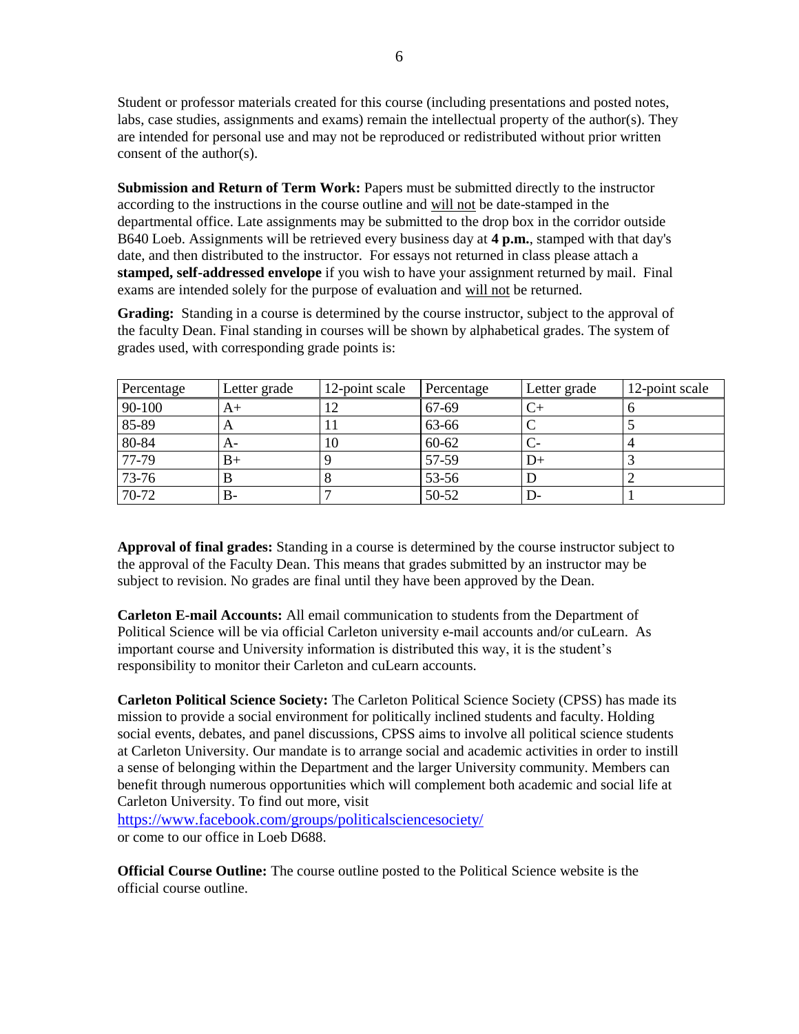Student or professor materials created for this course (including presentations and posted notes, labs, case studies, assignments and exams) remain the intellectual property of the author(s). They are intended for personal use and may not be reproduced or redistributed without prior written consent of the author(s).

**Submission and Return of Term Work:** Papers must be submitted directly to the instructor according to the instructions in the course outline and will not be date-stamped in the departmental office. Late assignments may be submitted to the drop box in the corridor outside B640 Loeb. Assignments will be retrieved every business day at **4 p.m.**, stamped with that day's date, and then distributed to the instructor. For essays not returned in class please attach a **stamped, self-addressed envelope** if you wish to have your assignment returned by mail. Final exams are intended solely for the purpose of evaluation and will not be returned.

**Grading:** Standing in a course is determined by the course instructor, subject to the approval of the faculty Dean. Final standing in courses will be shown by alphabetical grades. The system of grades used, with corresponding grade points is:

| Percentage | Letter grade | 12-point scale | Percentage | Letter grade | 12-point scale |
|---|---|---|---|---|---|
| 90-100 | A+ | 12 | 67-69 | C+ | 6 |
| 85-89 | A | 11 | 63-66 | C | 5 |
| 80-84 | A- | 10 | 60-62 | C- | 4 |
| 77-79 | B+ | 9 | 57-59 | D+ | 3 |
| 73-76 | B | 8 | 53-56 | D | 2 |
| 70-72 | B- | 7 | 50-52 | D- | 1 |

**Approval of final grades:** Standing in a course is determined by the course instructor subject to the approval of the Faculty Dean. This means that grades submitted by an instructor may be subject to revision. No grades are final until they have been approved by the Dean.

**Carleton E-mail Accounts:** All email communication to students from the Department of Political Science will be via official Carleton university e-mail accounts and/or cuLearn. As important course and University information is distributed this way, it is the student's responsibility to monitor their Carleton and cuLearn accounts.

**Carleton Political Science Society:** The Carleton Political Science Society (CPSS) has made its mission to provide a social environment for politically inclined students and faculty. Holding social events, debates, and panel discussions, CPSS aims to involve all political science students at Carleton University. Our mandate is to arrange social and academic activities in order to instill a sense of belonging within the Department and the larger University community. Members can benefit through numerous opportunities which will complement both academic and social life at Carleton University. To find out more, visit https://www.facebook.com/groups/politicalsciencesociety/ or come to our office in Loeb D688.

**Official Course Outline:** The course outline posted to the Political Science website is the official course outline.